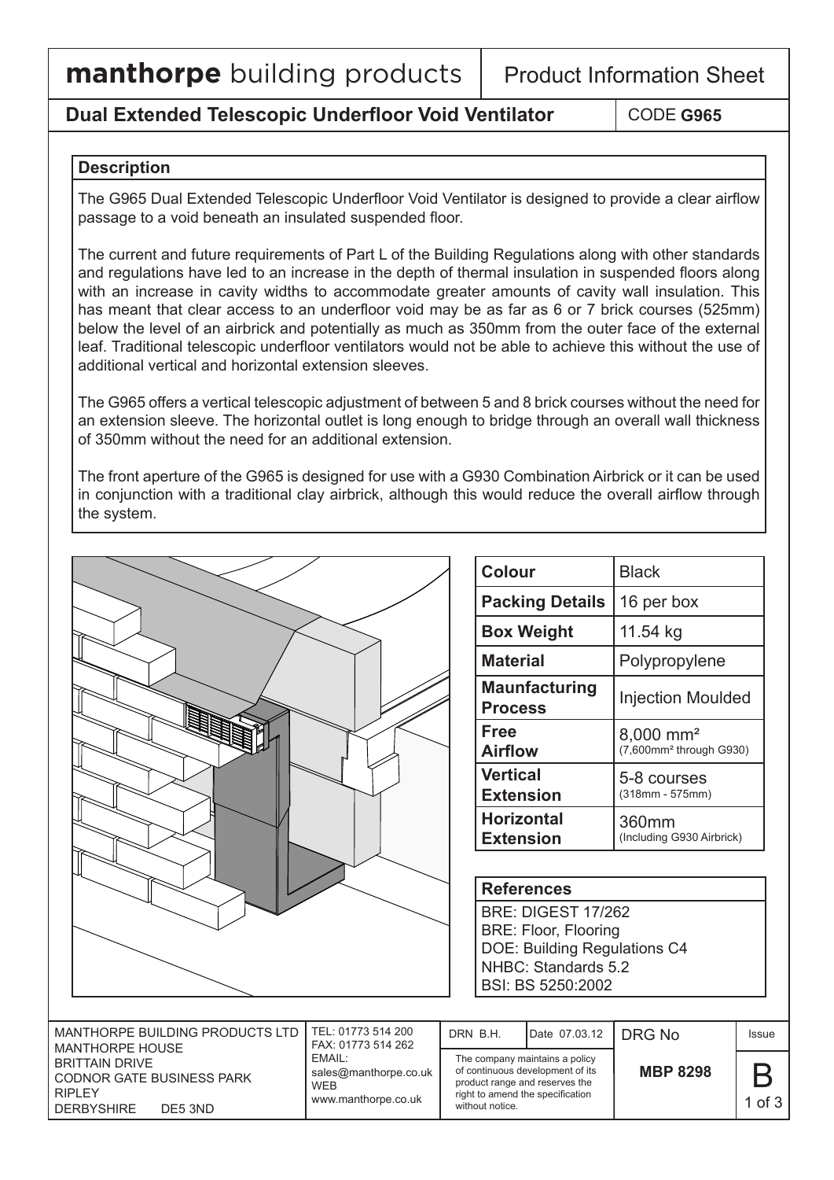# manthorpe building products

Product Information Sheet

## Dual Extended Telescopic Underfloor Void Ventilator

CODE **G965**

### Description

The G965 Dual Extended Telescopic Underfloor Void Ventilator is designed to provide a clear airflow passage to a void beneath an insulated suspended floor.

The current and future requirements of Part L of the Building Regulations along with other standards and regulations have led to an increase in the depth of thermal insulation in suspended floors along with an increase in cavity widths to accommodate greater amounts of cavity wall insulation. This has meant that clear access to an underfloor void may be as far as 6 or 7 brick courses (525mm) below the level of an airbrick and potentially as much as 350mm from the outer face of the external leaf. Traditional telescopic underfloor ventilators would not be able to achieve this without the use of additional vertical and horizontal extension sleeves.

The G965 offers a vertical telescopic adjustment of between 5 and 8 brick courses without the need for an extension sleeve. The horizontal outlet is long enough to bridge through an overall wall thickness of 350mm without the need for an additional extension.

The front aperture of the G965 is designed for use with a G930 Combination Airbrick or it can be used in conjunction with a traditional clay airbrick, although this would reduce the overall airflow through the system.

| | |
|---|---|
| **Colour** | Black |
| **Packing Details** | 16 per box |
| **Box Weight** | 11.54 kg |
| **Material** | Polypropylene |
| **Maunfacturing Process** | Injection Moulded |
| **Free Airflow** | 8,000 mm² (7,600mm² through G930) |
| **Vertical Extension** | 5-8 courses (318mm - 575mm) |
| **Horizontal Extension** | 360mm (Including G930 Airbrick) |

### References

BRE: DIGEST 17/262
BRE: Floor, Flooring
DOE: Building Regulations C4
NHBC: Standards 5.2
BSI: BS 5250:2002

MANTHORPE BUILDING PRODUCTS LTD
MANTHORPE HOUSE
BRITTAIN DRIVE
CODNOR GATE BUSINESS PARK
RIPLEY
DERBYSHIRE DE5 3ND

TEL: 01773 514 200
FAX: 01773 514 262
EMAIL: sales@manthorpe.co.uk
WEB www.manthorpe.co.uk

DRN B.H. | Date 07.03.12

The company maintains a policy of continuous development of its product range and reserves the right to amend the specification without notice.

DRG No **MBP 8298** | Issue **B**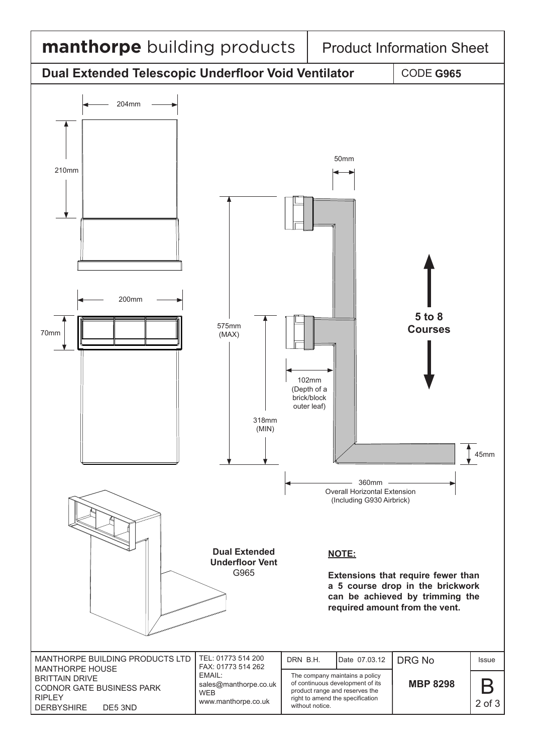**manthorpe** building products | Product Information Sheet

## Dual Extended Telescopic Underfloor Void Ventilator

CODE **G965**

204mm

210mm

200mm

70mm

50mm

575mm (MAX)

318mm (MIN)

102mm (Depth of a brick/block outer leaf)

**5 to 8 Courses**

45mm

360mm
Overall Horizontal Extension
(Including G930 Airbrick)

**Dual Extended Underfloor Vent**
G965

**NOTE:**

**Extensions that require fewer than a 5 course drop in the brickwork can be achieved by trimming the required amount from the vent.**

| MANTHORPE BUILDING PRODUCTS LTD<br>MANTHORPE HOUSE<br>BRITTAIN DRIVE<br>CODNOR GATE BUSINESS PARK<br>RIPLEY<br>DERBYSHIRE DE5 3ND | TEL: 01773 514 200<br>FAX: 01773 514 262<br>EMAIL:<br>sales@manthorpe.co.uk<br>WEB<br>www.manthorpe.co.uk | DRN B.H. | Date 07.03.12 | DRG No | Issue |
|---|---|---|---|---|---|
| | | The company maintains a policy of continuous development of its product range and reserves the right to amend the specification without notice. | | **MBP 8298** | B |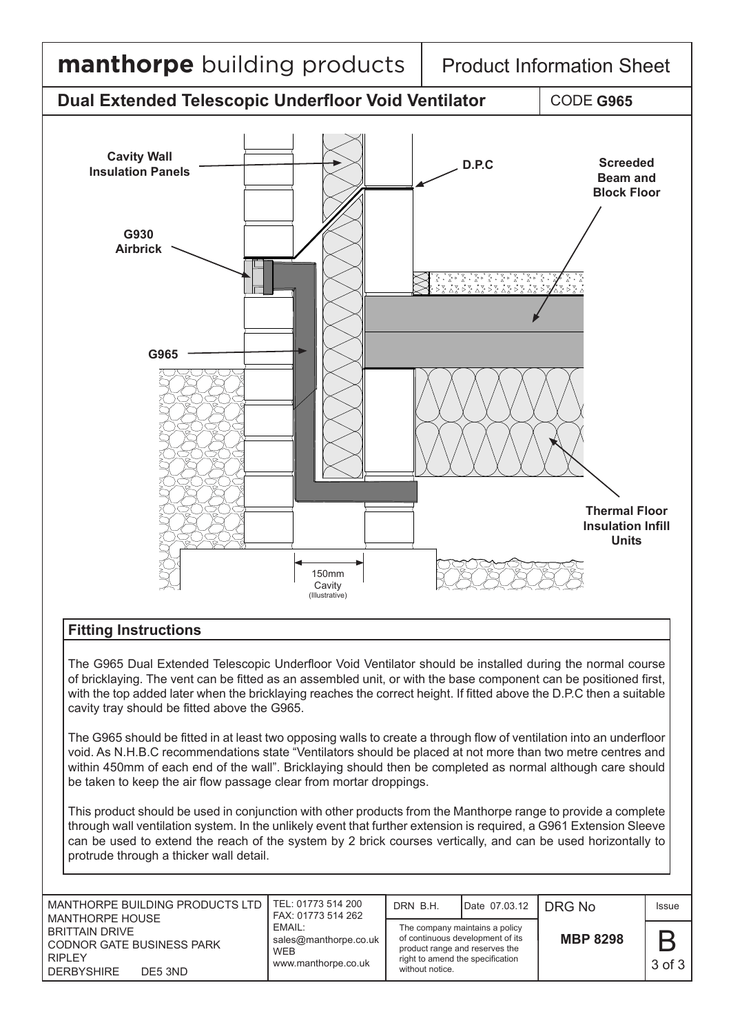**manthorpe** building products | Product Information Sheet

## Dual Extended Telescopic Underfloor Void Ventilator

CODE **G965**

Cavity Wall Insulation Panels

D.P.C

Screeded Beam and Block Floor

G930 Airbrick

G965

Thermal Floor Insulation Infill Units

150mm Cavity (Illustrative)

## Fitting Instructions

The G965 Dual Extended Telescopic Underfloor Void Ventilator should be installed during the normal course of bricklaying. The vent can be fitted as an assembled unit, or with the base component can be positioned first, with the top added later when the bricklaying reaches the correct height. If fitted above the D.P.C then a suitable cavity tray should be fitted above the G965.

The G965 should be fitted in at least two opposing walls to create a through flow of ventilation into an underfloor void. As N.H.B.C recommendations state "Ventilators should be placed at not more than two metre centres and within 450mm of each end of the wall". Bricklaying should then be completed as normal although care should be taken to keep the air flow passage clear from mortar droppings.

This product should be used in conjunction with other products from the Manthorpe range to provide a complete through wall ventilation system. In the unlikely event that further extension is required, a G961 Extension Sleeve can be used to extend the reach of the system by 2 brick courses vertically, and can be used horizontally to protrude through a thicker wall detail.

| | | | | | |
|---|---|---|---|---|---|
| MANTHORPE BUILDING PRODUCTS LTD<br>MANTHORPE HOUSE<br>BRITTAIN DRIVE<br>CODNOR GATE BUSINESS PARK<br>RIPLEY<br>DERBYSHIRE DE5 3ND | TEL: 01773 514 200<br>FAX: 01773 514 262<br>EMAIL: sales@manthorpe.co.uk<br>WEB www.manthorpe.co.uk | DRN B.H. | Date 07.03.12 | DRG No | Issue |
| | | The company maintains a policy of continuous development of its product range and reserves the right to amend the specification without notice. | | **MBP 8298** | B |